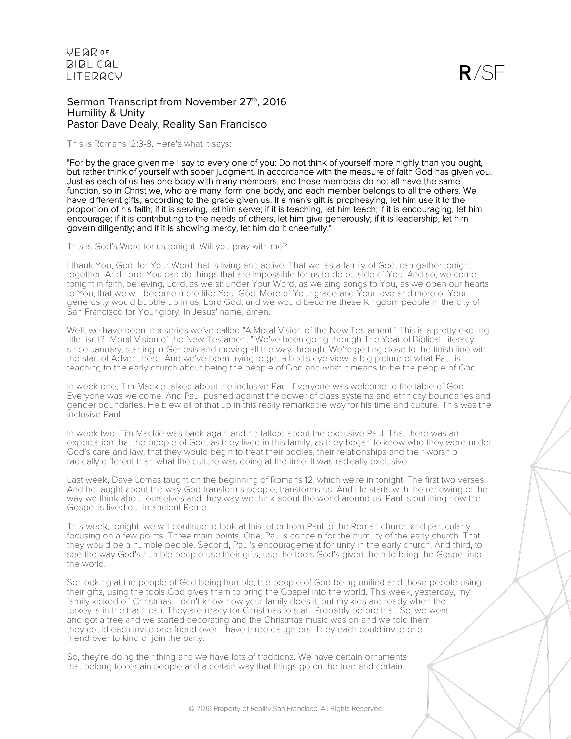Sermon Transcript from November 27th, 2016
Humility & Unity
Pastor Dave Dealy, Reality San Francisco

This is Romans 12:3-8. Here's what it says:

**"For by the grace given me I say to every one of you: Do not think of yourself more highly than you ought, but rather think of yourself with sober judgment, in accordance with the measure of faith God has given you. Just as each of us has one body with many members, and these members do not all have the same function, so in Christ we, who are many, form one body, and each member belongs to all the others. We have different gifts, according to the grace given us. If a man's gift is prophesying, let him use it to the proportion of his faith; if it is serving, let him serve; if it is teaching, let him teach; if it is encouraging, let him encourage; if it is contributing to the needs of others, let him give generously; if it is leadership, let him govern diligently; and if it is showing mercy, let him do it cheerfully."**

This is God's Word for us tonight. Will you pray with me?

I thank You, God, for Your Word that is living and active. That we, as a family of God, can gather tonight together. And Lord, You can do things that are impossible for us to do outside of You. And so, we come tonight in faith, believing, Lord, as we sit under Your Word, as we sing songs to You, as we open our hearts to You, that we will become more like You, God. More of Your grace and Your love and more of Your generosity would bubble up in us, Lord God, and we would become these Kingdom people in the city of San Francisco for Your glory. In Jesus' name, amen.

Well, we have been in a series we've called "A Moral Vision of the New Testament." This is a pretty exciting title, isn't? "Moral Vision of the New Testament." We've been going through The Year of Biblical Literacy since January; starting in Genesis and moving all the way through. We're getting close to the finish line with the start of Advent here. And we've been trying to get a bird's eye view, a big picture of what Paul is teaching to the early church about being the people of God and what it means to be the people of God.

In week one, Tim Mackie talked about the inclusive Paul. Everyone was welcome to the table of God. Everyone was welcome. And Paul pushed against the power of class systems and ethnicity boundaries and gender boundaries. He blew all of that up in this really remarkable way for his time and culture. This was the inclusive Paul.

In week two, Tim Mackie was back again and he talked about the exclusive Paul. That there was an expectation that the people of God, as they lived in this family, as they began to know who they were under God's care and law, that they would begin to treat their bodies, their relationships and their worship radically different than what the culture was doing at the time. It was radically exclusive.

Last week, Dave Lomas taught on the beginning of Romans 12, which we're in tonight. The first two verses. And he taught about the way God transforms people; transforms us. And He starts with the renewing of the way we think about ourselves and they way we think about the world around us. Paul is outlining how the Gospel is lived out in ancient Rome.

This week, tonight, we will continue to look at this letter from Paul to the Roman church and particularly focusing on a few points. Three main points. One, Paul's concern for the humility of the early church. That they would be a humble people. Second, Paul's encouragement for unity in the early church. And third, to see the way God's humble people use their gifts, use the tools God's given them to bring the Gospel into the world.

So, looking at the people of God being humble, the people of God being unified and those people using their gifts, using the tools God gives them to bring the Gospel into the world. This week, yesterday, my family kicked off Christmas. I don't know how your family does it, but my kids are ready when the turkey is in the trash can. They are ready for Christmas to start. Probably before that. So, we went and got a tree and we started decorating and the Christmas music was on and we told them they could each invite one friend over. I have three daughters. They each could invite one friend over to kind of join the party.

So, they're doing their thing and we have lots of traditions. We have certain ornaments that belong to certain people and a certain way that things go on the tree and certain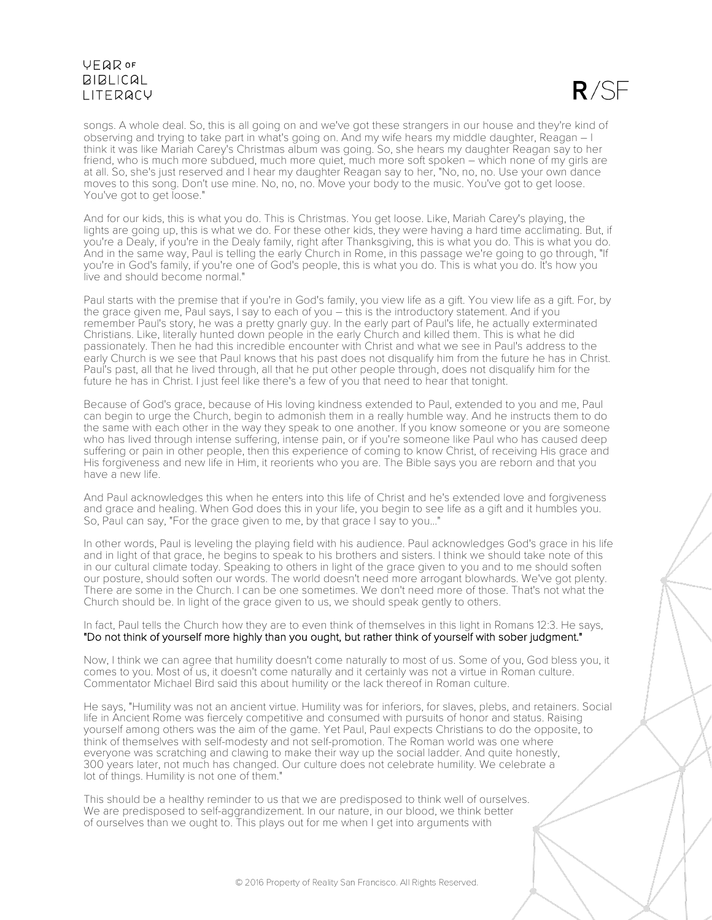songs. A whole deal. So, this is all going on and we've got these strangers in our house and they're kind of observing and trying to take part in what's going on. And my wife hears my middle daughter, Reagan – I think it was like Mariah Carey's Christmas album was going. So, she hears my daughter Reagan say to her friend, who is much more subdued, much more quiet, much more soft spoken – which none of my girls are at all. So, she's just reserved and I hear my daughter Reagan say to her, "No, no, no. Use your own dance moves to this song. Don't use mine. No, no, no. Move your body to the music. You've got to get loose. You've got to get loose."

And for our kids, this is what you do. This is Christmas. You get loose. Like, Mariah Carey's playing, the lights are going up, this is what we do. For these other kids, they were having a hard time acclimating. But, if you're a Dealy, if you're in the Dealy family, right after Thanksgiving, this is what you do. This is what you do. And in the same way, Paul is telling the early Church in Rome, in this passage we're going to go through, "If you're in God's family, if you're one of God's people, this is what you do. This is what you do. It's how you live and should become normal."

Paul starts with the premise that if you're in God's family, you view life as a gift. You view life as a gift. For, by the grace given me, Paul says, I say to each of you – this is the introductory statement. And if you remember Paul's story, he was a pretty gnarly guy. In the early part of Paul's life, he actually exterminated Christians. Like, literally hunted down people in the early Church and killed them. This is what he did passionately. Then he had this incredible encounter with Christ and what we see in Paul's address to the early Church is we see that Paul knows that his past does not disqualify him from the future he has in Christ. Paul's past, all that he lived through, all that he put other people through, does not disqualify him for the future he has in Christ. I just feel like there's a few of you that need to hear that tonight.

Because of God's grace, because of His loving kindness extended to Paul, extended to you and me, Paul can begin to urge the Church, begin to admonish them in a really humble way. And he instructs them to do the same with each other in the way they speak to one another. If you know someone or you are someone who has lived through intense suffering, intense pain, or if you're someone like Paul who has caused deep suffering or pain in other people, then this experience of coming to know Christ, of receiving His grace and His forgiveness and new life in Him, it reorients who you are. The Bible says you are reborn and that you have a new life.

And Paul acknowledges this when he enters into this life of Christ and he's extended love and forgiveness and grace and healing. When God does this in your life, you begin to see life as a gift and it humbles you. So, Paul can say, "For the grace given to me, by that grace I say to you..."

In other words, Paul is leveling the playing field with his audience. Paul acknowledges God's grace in his life and in light of that grace, he begins to speak to his brothers and sisters. I think we should take note of this in our cultural climate today. Speaking to others in light of the grace given to you and to me should soften our posture, should soften our words. The world doesn't need more arrogant blowhards. We've got plenty. There are some in the Church. I can be one sometimes. We don't need more of those. That's not what the Church should be. In light of the grace given to us, we should speak gently to others.

In fact, Paul tells the Church how they are to even think of themselves in this light in Romans 12:3. He says, "Do not think of yourself more highly than you ought, but rather think of yourself with sober judgment."

Now, I think we can agree that humility doesn't come naturally to most of us. Some of you, God bless you, it comes to you. Most of us, it doesn't come naturally and it certainly was not a virtue in Roman culture. Commentator Michael Bird said this about humility or the lack thereof in Roman culture.

He says, "Humility was not an ancient virtue. Humility was for inferiors, for slaves, plebs, and retainers. Social life in Ancient Rome was fiercely competitive and consumed with pursuits of honor and status. Raising yourself among others was the aim of the game. Yet Paul, Paul expects Christians to do the opposite, to think of themselves with self-modesty and not self-promotion. The Roman world was one where everyone was scratching and clawing to make their way up the social ladder. And quite honestly, 300 years later, not much has changed. Our culture does not celebrate humility. We celebrate a lot of things. Humility is not one of them."

This should be a healthy reminder to us that we are predisposed to think well of ourselves. We are predisposed to self-aggrandizement. In our nature, in our blood, we think better of ourselves than we ought to. This plays out for me when I get into arguments with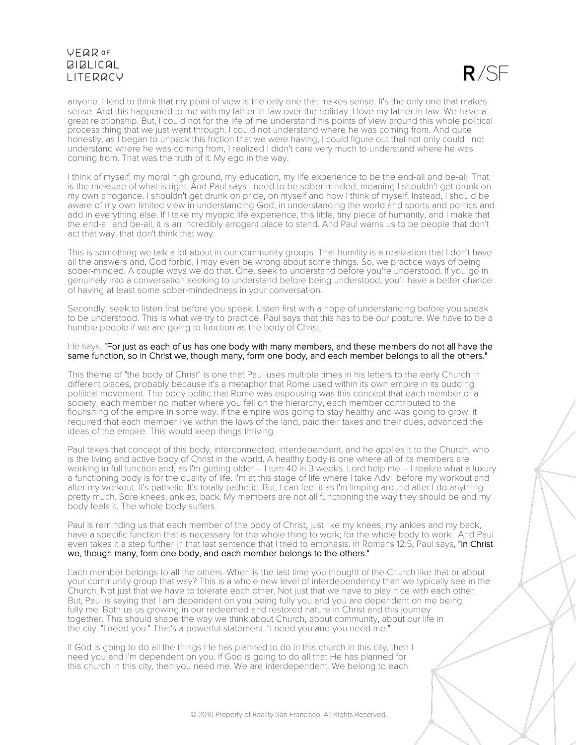anyone. I tend to think that my point of view is the only one that makes sense. It's the only one that makes sense. And this happened to me with my father-in-law over the holiday. I love my father-in-law. We have a great relationship. But, I could not for the life of me understand his points of view around this whole political process thing that we just went through. I could not understand where he was coming from. And quite honestly, as I began to unpack this friction that we were having, I could figure out that not only could I not understand where he was coming from, I realized I didn't care very much to understand where he was coming from. That was the truth of it. My ego in the way.

I think of myself, my moral high ground, my education, my life experience to be the end-all and be-all. That is the measure of what is right. And Paul says I need to be sober minded, meaning I shouldn't get drunk on my own arrogance. I shouldn't get drunk on pride, on myself and how I think of myself. Instead, I should be aware of my own limited view in understanding God, in understanding the world and sports and politics and add in everything else. If I take my myopic life experience, this little, tiny piece of humanity, and I make that the end-all and be-all, it is an incredibly arrogant place to stand. And Paul warns us to be people that don't act that way, that don't think that way.

This is something we talk a lot about in our community groups. That humility is a realization that I don't have all the answers and, God forbid, I may even be wrong about some things. So, we practice ways of being sober-minded. A couple ways we do that. One, seek to understand before you're understood. If you go in genuinely into a conversation seeking to understand before being understood, you'll have a better chance of having at least some sober-mindedness in your conversation.

Secondly, seek to listen first before you speak. Listen first with a hope of understanding before you speak to be understood. This is what we try to practice. Paul says that this has to be our posture. We have to be a humble people if we are going to function as the body of Christ.

He says, "For just as each of us has one body with many members, and these members do not all have the same function, so in Christ we, though many, form one body, and each member belongs to all the others."

This theme of "the body of Christ" is one that Paul uses multiple times in his letters to the early Church in different places, probably because it's a metaphor that Rome used within its own empire in its budding political movement. The body politic that Rome was espousing was this concept that each member of a society, each member no matter where you fell on the hierarchy, each member contributed to the flourishing of the empire in some way. If the empire was going to stay healthy and was going to grow, it required that each member live within the laws of the land, paid their taxes and their dues, advanced the ideas of the empire. This would keep things thriving.

Paul takes that concept of this body, interconnected, interdependent, and he applies it to the Church, who is the living and active body of Christ in the world. A healthy body is one where all of its members are working in full function and, as I'm getting older – I turn 40 in 3 weeks. Lord help me – I realize what a luxury a functioning body is for the quality of life. I'm at this stage of life where I take Advil before my workout and after my workout. It's pathetic. It's totally pathetic. But, I can feel it as I'm limping around after I do anything pretty much. Sore knees, ankles, back. My members are not all functioning the way they should be and my body feels it. The whole body suffers.

Paul is reminding us that each member of the body of Christ, just like my knees, my ankles and my back, have a specific function that is necessary for the whole thing to work; for the whole body to work. And Paul even takes it a step further in that last sentence that I tried to emphasis. In Romans 12:5, Paul says, "In Christ we, though many, form one body, and each member belongs to the others."

Each member belongs to all the others. When is the last time you thought of the Church like that or about your community group that way? This is a whole new level of interdependency than we typically see in the Church. Not just that we have to tolerate each other. Not just that we have to play nice with each other. But, Paul is saying that I am dependent on you being fully you and you are dependent on me being fully me. Both us us growing in our redeemed and restored nature in Christ and this journey together. This should shape the way we think about Church, about community, about our life in the city. "I need you." That's a powerful statement. "I need you and you need me."

If God is going to do all the things He has planned to do in this church in this city, then I need you and I'm dependent on you. If God is going to do all that He has planned for this church in this city, then you need me. We are interdependent. We belong to each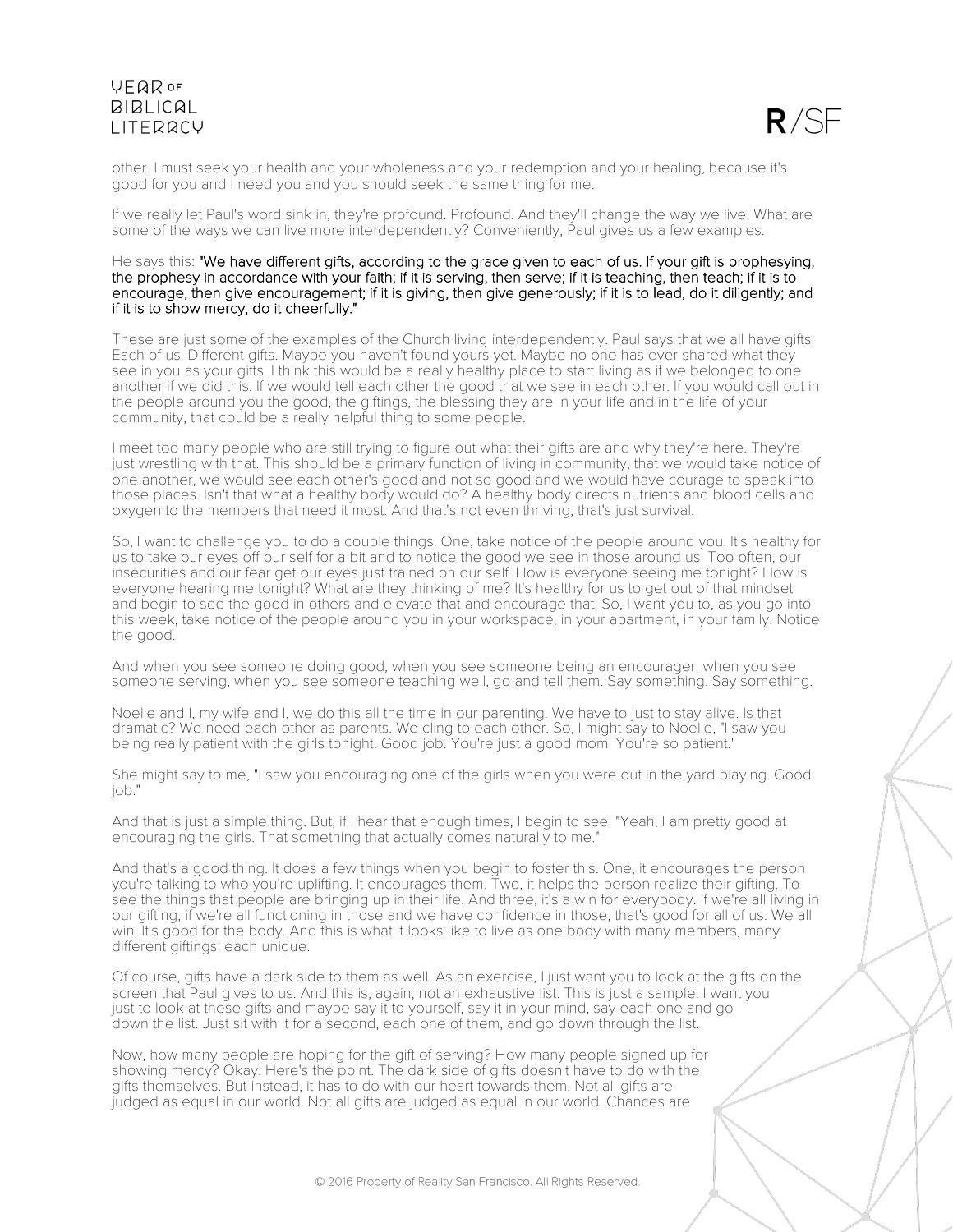other. I must seek your health and your wholeness and your redemption and your healing, because it's good for you and I need you and you should seek the same thing for me.

If we really let Paul's word sink in, they're profound. Profound. And they'll change the way we live. What are some of the ways we can live more interdependently? Conveniently, Paul gives us a few examples.

He says this: "We have different gifts, according to the grace given to each of us. If your gift is prophesying, the prophesy in accordance with your faith; if it is serving, then serve; if it is teaching, then teach; if it is to encourage, then give encouragement; if it is giving, then give generously; if it is to lead, do it diligently; and if it is to show mercy, do it cheerfully."

These are just some of the examples of the Church living interdependently. Paul says that we all have gifts. Each of us. Different gifts. Maybe you haven't found yours yet. Maybe no one has ever shared what they see in you as your gifts. I think this would be a really healthy place to start living as if we belonged to one another if we did this. If we would tell each other the good that we see in each other. If you would call out in the people around you the good, the giftings, the blessing they are in your life and in the life of your community, that could be a really helpful thing to some people.

I meet too many people who are still trying to figure out what their gifts are and why they're here. They're just wrestling with that. This should be a primary function of living in community, that we would take notice of one another, we would see each other's good and not so good and we would have courage to speak into those places. Isn't that what a healthy body would do? A healthy body directs nutrients and blood cells and oxygen to the members that need it most. And that's not even thriving, that's just survival.

So, I want to challenge you to do a couple things. One, take notice of the people around you. It's healthy for us to take our eyes off our self for a bit and to notice the good we see in those around us. Too often, our insecurities and our fear get our eyes just trained on our self. How is everyone seeing me tonight? How is everyone hearing me tonight? What are they thinking of me? It's healthy for us to get out of that mindset and begin to see the good in others and elevate that and encourage that. So, I want you to, as you go into this week, take notice of the people around you in your workspace, in your apartment, in your family. Notice the good.

And when you see someone doing good, when you see someone being an encourager, when you see someone serving, when you see someone teaching well, go and tell them. Say something. Say something.

Noelle and I, my wife and I, we do this all the time in our parenting. We have to just to stay alive. Is that dramatic? We need each other as parents. We cling to each other. So, I might say to Noelle, "I saw you being really patient with the girls tonight. Good job. You're just a good mom. You're so patient."

She might say to me, "I saw you encouraging one of the girls when you were out in the yard playing. Good job."

And that is just a simple thing. But, if I hear that enough times, I begin to see, "Yeah, I am pretty good at encouraging the girls. That something that actually comes naturally to me."

And that's a good thing. It does a few things when you begin to foster this. One, it encourages the person you're talking to who you're uplifting. It encourages them. Two, it helps the person realize their gifting. To see the things that people are bringing up in their life. And three, it's a win for everybody. If we're all living in our gifting, if we're all functioning in those and we have confidence in those, that's good for all of us. We all win. It's good for the body. And this is what it looks like to live as one body with many members, many different giftings; each unique.

Of course, gifts have a dark side to them as well. As an exercise, I just want you to look at the gifts on the screen that Paul gives to us. And this is, again, not an exhaustive list. This is just a sample. I want you just to look at these gifts and maybe say it to yourself, say it in your mind, say each one and go down the list. Just sit with it for a second, each one of them, and go down through the list.

Now, how many people are hoping for the gift of serving? How many people signed up for showing mercy? Okay. Here's the point. The dark side of gifts doesn't have to do with the gifts themselves. But instead, it has to do with our heart towards them. Not all gifts are judged as equal in our world. Not all gifts are judged as equal in our world. Chances are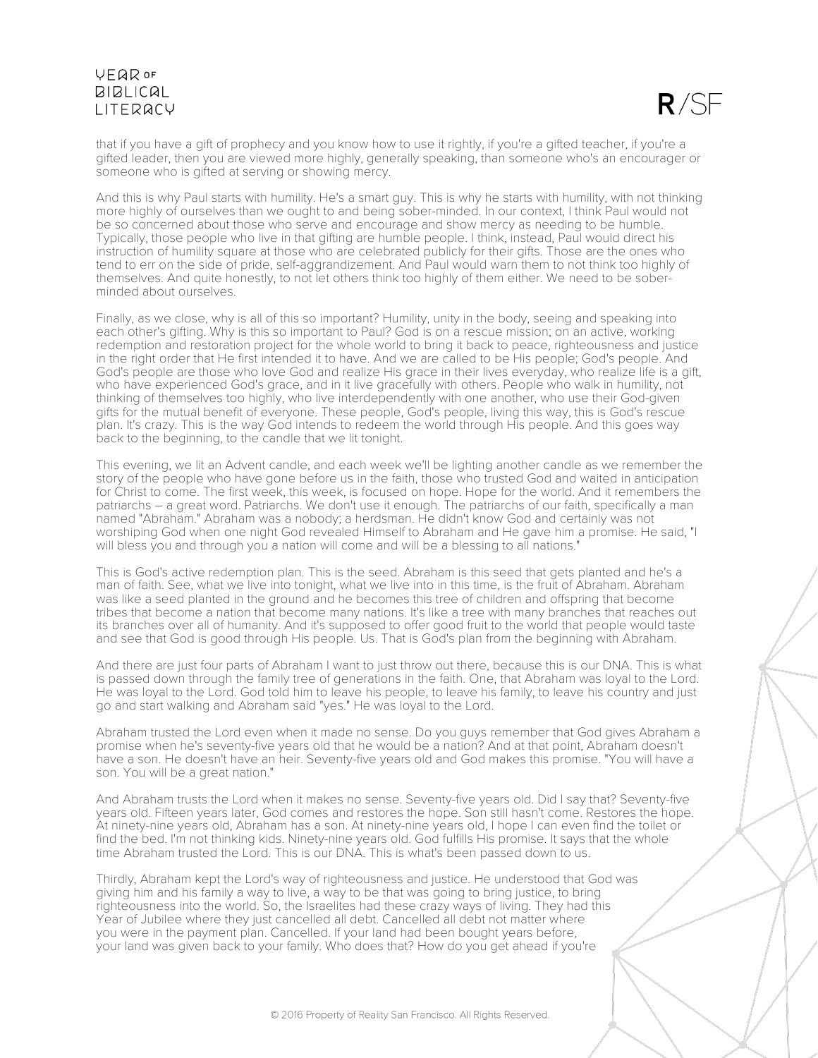that if you have a gift of prophecy and you know how to use it rightly, if you're a gifted teacher, if you're a gifted leader, then you are viewed more highly, generally speaking, than someone who's an encourager or someone who is gifted at serving or showing mercy.

And this is why Paul starts with humility. He's a smart guy. This is why he starts with humility, with not thinking more highly of ourselves than we ought to and being sober-minded. In our context, I think Paul would not be so concerned about those who serve and encourage and show mercy as needing to be humble. Typically, those people who live in that gifting are humble people. I think, instead, Paul would direct his instruction of humility square at those who are celebrated publicly for their gifts. Those are the ones who tend to err on the side of pride, self-aggrandizement. And Paul would warn them to not think too highly of themselves. And quite honestly, to not let others think too highly of them either. We need to be sober-minded about ourselves.

Finally, as we close, why is all of this so important? Humility, unity in the body, seeing and speaking into each other's gifting. Why is this so important to Paul? God is on a rescue mission; on an active, working redemption and restoration project for the whole world to bring it back to peace, righteousness and justice in the right order that He first intended it to have. And we are called to be His people; God's people. And God's people are those who love God and realize His grace in their lives everyday, who realize life is a gift, who have experienced God's grace, and in it live gracefully with others. People who walk in humility, not thinking of themselves too highly, who live interdependently with one another, who use their God-given gifts for the mutual benefit of everyone. These people, God's people, living this way, this is God's rescue plan. It's crazy. This is the way God intends to redeem the world through His people. And this goes way back to the beginning, to the candle that we lit tonight.

This evening, we lit an Advent candle, and each week we'll be lighting another candle as we remember the story of the people who have gone before us in the faith, those who trusted God and waited in anticipation for Christ to come. The first week, this week, is focused on hope. Hope for the world. And it remembers the patriarchs – a great word. Patriarchs. We don't use it enough. The patriarchs of our faith, specifically a man named "Abraham." Abraham was a nobody; a herdsman. He didn't know God and certainly was not worshiping God when one night God revealed Himself to Abraham and He gave him a promise. He said, "I will bless you and through you a nation will come and will be a blessing to all nations."

This is God's active redemption plan. This is the seed. Abraham is this seed that gets planted and he's a man of faith. See, what we live into tonight, what we live into in this time, is the fruit of Abraham. Abraham was like a seed planted in the ground and he becomes this tree of children and offspring that become tribes that become a nation that become many nations. It's like a tree with many branches that reaches out its branches over all of humanity. And it's supposed to offer good fruit to the world that people would taste and see that God is good through His people. Us. That is God's plan from the beginning with Abraham.

And there are just four parts of Abraham I want to just throw out there, because this is our DNA. This is what is passed down through the family tree of generations in the faith. One, that Abraham was loyal to the Lord. He was loyal to the Lord. God told him to leave his people, to leave his family, to leave his country and just go and start walking and Abraham said "yes." He was loyal to the Lord.

Abraham trusted the Lord even when it made no sense. Do you guys remember that God gives Abraham a promise when he's seventy-five years old that he would be a nation? And at that point, Abraham doesn't have a son. He doesn't have an heir. Seventy-five years old and God makes this promise. "You will have a son. You will be a great nation."

And Abraham trusts the Lord when it makes no sense. Seventy-five years old. Did I say that? Seventy-five years old. Fifteen years later, God comes and restores the hope. Son still hasn't come. Restores the hope. At ninety-nine years old, Abraham has a son. At ninety-nine years old, I hope I can even find the toilet or find the bed. I'm not thinking kids. Ninety-nine years old. God fulfills His promise. It says that the whole time Abraham trusted the Lord. This is our DNA. This is what's been passed down to us.

Thirdly, Abraham kept the Lord's way of righteousness and justice. He understood that God was giving him and his family a way to live, a way to be that was going to bring justice, to bring righteousness into the world. So, the Israelites had these crazy ways of living. They had this Year of Jubilee where they just cancelled all debt. Cancelled all debt not matter where you were in the payment plan. Cancelled. If your land had been bought years before, your land was given back to your family. Who does that? How do you get ahead if you're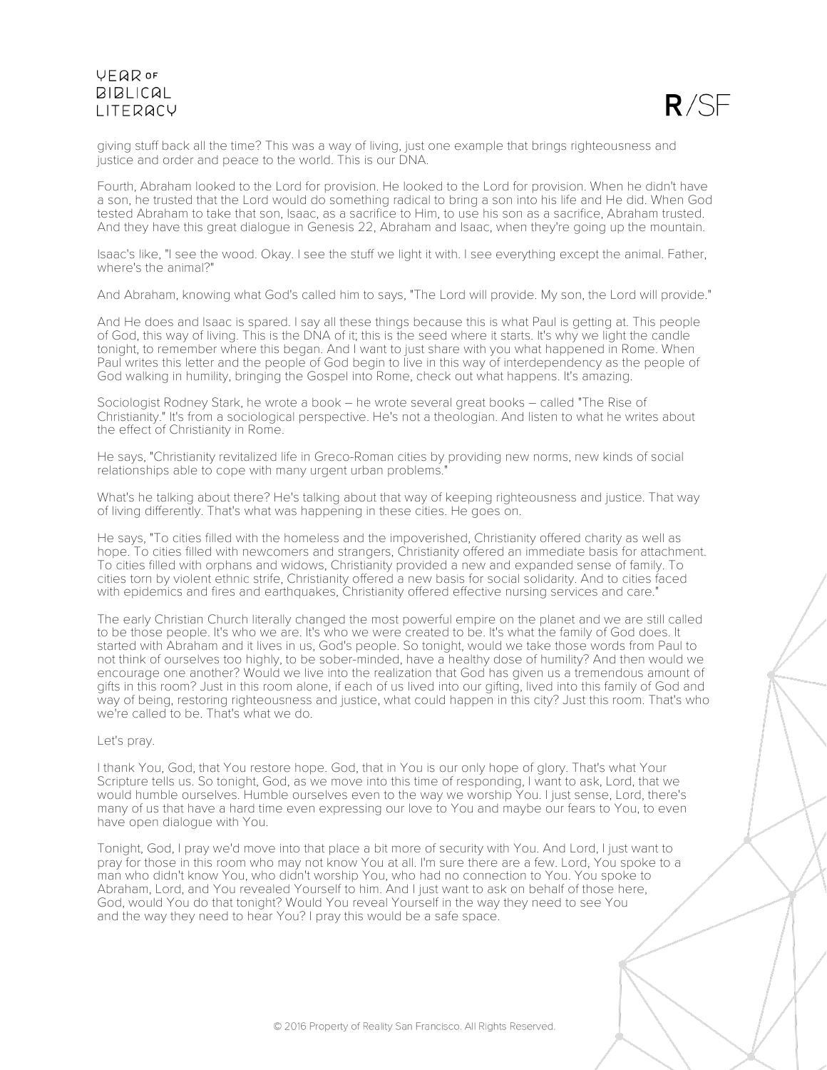giving stuff back all the time? This was a way of living, just one example that brings righteousness and justice and order and peace to the world. This is our DNA.

Fourth, Abraham looked to the Lord for provision. He looked to the Lord for provision. When he didn't have a son, he trusted that the Lord would do something radical to bring a son into his life and He did. When God tested Abraham to take that son, Isaac, as a sacrifice to Him, to use his son as a sacrifice, Abraham trusted. And they have this great dialogue in Genesis 22, Abraham and Isaac, when they're going up the mountain.

Isaac's like, "I see the wood. Okay. I see the stuff we light it with. I see everything except the animal. Father, where's the animal?"

And Abraham, knowing what God's called him to says, "The Lord will provide. My son, the Lord will provide."

And He does and Isaac is spared. I say all these things because this is what Paul is getting at. This people of God, this way of living. This is the DNA of it; this is the seed where it starts. It's why we light the candle tonight, to remember where this began. And I want to just share with you what happened in Rome. When Paul writes this letter and the people of God begin to live in this way of interdependency as the people of God walking in humility, bringing the Gospel into Rome, check out what happens. It's amazing.

Sociologist Rodney Stark, he wrote a book – he wrote several great books – called "The Rise of Christianity." It's from a sociological perspective. He's not a theologian. And listen to what he writes about the effect of Christianity in Rome.

He says, "Christianity revitalized life in Greco-Roman cities by providing new norms, new kinds of social relationships able to cope with many urgent urban problems."

What's he talking about there? He's talking about that way of keeping righteousness and justice. That way of living differently. That's what was happening in these cities. He goes on.

He says, "To cities filled with the homeless and the impoverished, Christianity offered charity as well as hope. To cities filled with newcomers and strangers, Christianity offered an immediate basis for attachment. To cities filled with orphans and widows, Christianity provided a new and expanded sense of family. To cities torn by violent ethnic strife, Christianity offered a new basis for social solidarity. And to cities faced with epidemics and fires and earthquakes, Christianity offered effective nursing services and care."

The early Christian Church literally changed the most powerful empire on the planet and we are still called to be those people. It's who we are. It's who we were created to be. It's what the family of God does. It started with Abraham and it lives in us, God's people. So tonight, would we take those words from Paul to not think of ourselves too highly, to be sober-minded, have a healthy dose of humility? And then would we encourage one another? Would we live into the realization that God has given us a tremendous amount of gifts in this room? Just in this room alone, if each of us lived into our gifting, lived into this family of God and way of being, restoring righteousness and justice, what could happen in this city? Just this room. That's who we're called to be. That's what we do.

Let's pray.

I thank You, God, that You restore hope. God, that in You is our only hope of glory. That's what Your Scripture tells us. So tonight, God, as we move into this time of responding, I want to ask, Lord, that we would humble ourselves. Humble ourselves even to the way we worship You. I just sense, Lord, there's many of us that have a hard time even expressing our love to You and maybe our fears to You, to even have open dialogue with You.

Tonight, God, I pray we'd move into that place a bit more of security with You. And Lord, I just want to pray for those in this room who may not know You at all. I'm sure there are a few. Lord, You spoke to a man who didn't know You, who didn't worship You, who had no connection to You. You spoke to Abraham, Lord, and You revealed Yourself to him. And I just want to ask on behalf of those here, God, would You do that tonight? Would You reveal Yourself in the way they need to see You and the way they need to hear You? I pray this would be a safe space.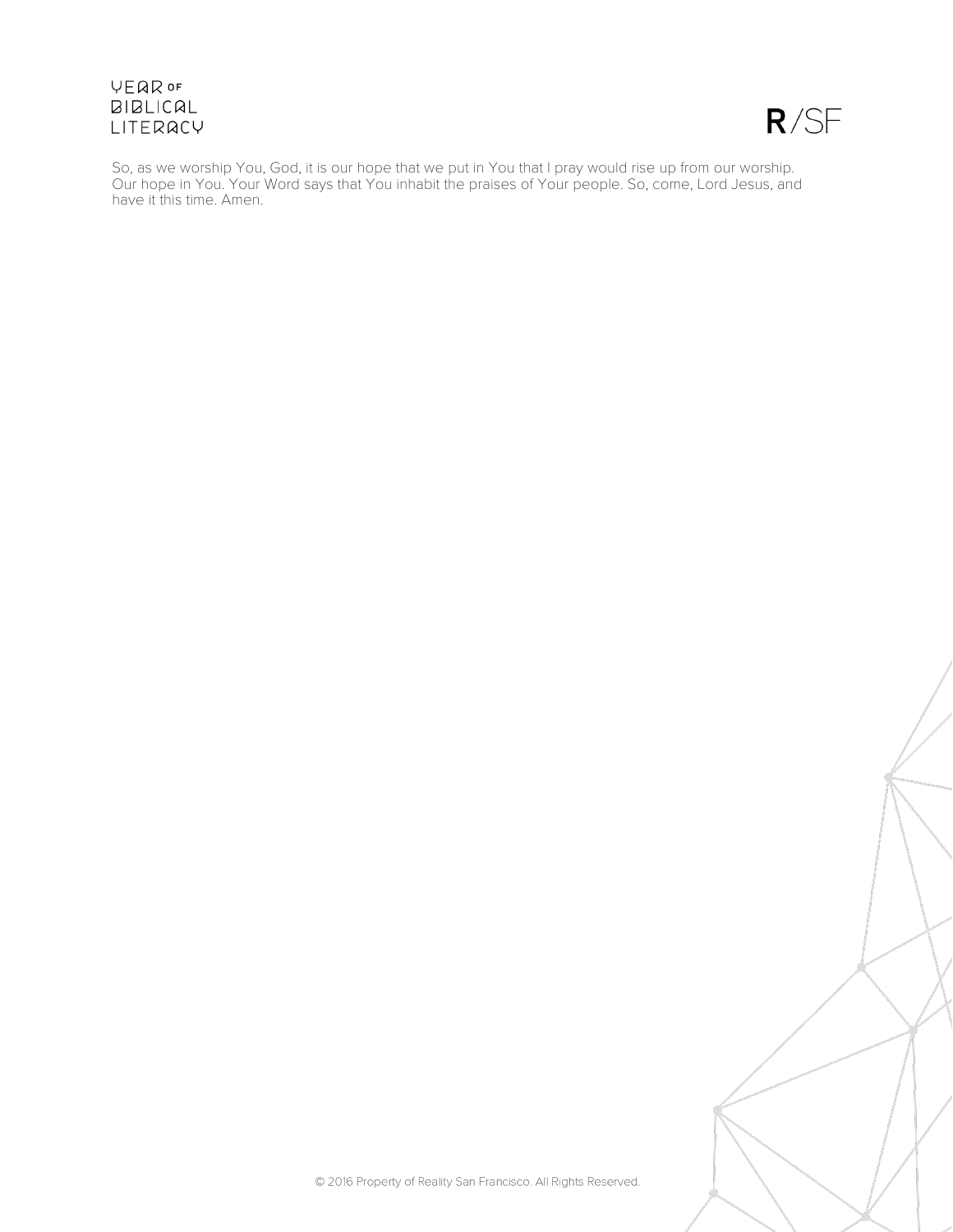So, as we worship You, God, it is our hope that we put in You that I pray would rise up from our worship. Our hope in You. Your Word says that You inhabit the praises of Your people. So, come, Lord Jesus, and have it this time. Amen.